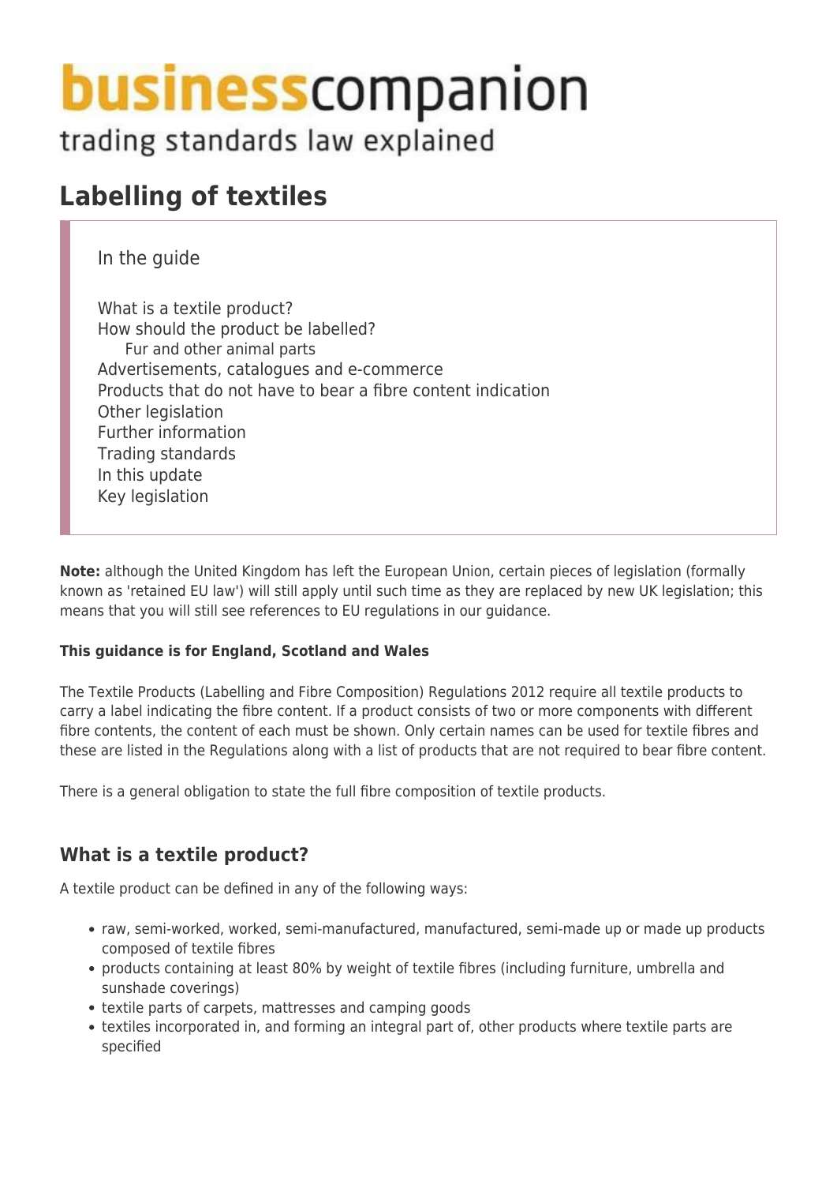# businesscompanion

trading standards law explained

# Labelling of textiles

In the guide

- What is a textile product?
- How should the product be labelled?
  - Fur and other animal parts
- Advertisements, catalogues and e-commerce
- Products that do not have to bear a fibre content indication
- Other legislation
- Further information
- Trading standards
- In this update
- Key legislation

**Note:** although the United Kingdom has left the European Union, certain pieces of legislation (formally known as 'retained EU law') will still apply until such time as they are replaced by new UK legislation; this means that you will still see references to EU regulations in our guidance.

**This guidance is for England, Scotland and Wales**

The Textile Products (Labelling and Fibre Composition) Regulations 2012 require all textile products to carry a label indicating the fibre content. If a product consists of two or more components with different fibre contents, the content of each must be shown. Only certain names can be used for textile fibres and these are listed in the Regulations along with a list of products that are not required to bear fibre content.

There is a general obligation to state the full fibre composition of textile products.

## What is a textile product?

A textile product can be defined in any of the following ways:

- raw, semi-worked, worked, semi-manufactured, manufactured, semi-made up or made up products composed of textile fibres
- products containing at least 80% by weight of textile fibres (including furniture, umbrella and sunshade coverings)
- textile parts of carpets, mattresses and camping goods
- textiles incorporated in, and forming an integral part of, other products where textile parts are specified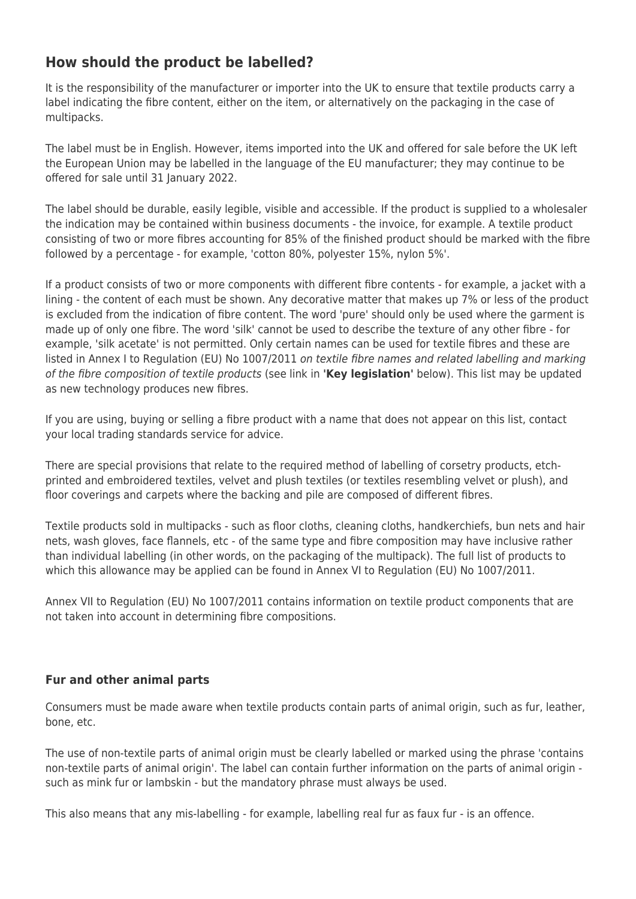## How should the product be labelled?

It is the responsibility of the manufacturer or importer into the UK to ensure that textile products carry a label indicating the fibre content, either on the item, or alternatively on the packaging in the case of multipacks.

The label must be in English. However, items imported into the UK and offered for sale before the UK left the European Union may be labelled in the language of the EU manufacturer; they may continue to be offered for sale until 31 January 2022.

The label should be durable, easily legible, visible and accessible. If the product is supplied to a wholesaler the indication may be contained within business documents - the invoice, for example. A textile product consisting of two or more fibres accounting for 85% of the finished product should be marked with the fibre followed by a percentage - for example, 'cotton 80%, polyester 15%, nylon 5%'.

If a product consists of two or more components with different fibre contents - for example, a jacket with a lining - the content of each must be shown. Any decorative matter that makes up 7% or less of the product is excluded from the indication of fibre content. The word 'pure' should only be used where the garment is made up of only one fibre. The word 'silk' cannot be used to describe the texture of any other fibre - for example, 'silk acetate' is not permitted. Only certain names can be used for textile fibres and these are listed in Annex I to Regulation (EU) No 1007/2011 *on textile fibre names and related labelling and marking of the fibre composition of textile products* (see link in **'Key legislation'** below). This list may be updated as new technology produces new fibres.

If you are using, buying or selling a fibre product with a name that does not appear on this list, contact your local trading standards service for advice.

There are special provisions that relate to the required method of labelling of corsetry products, etch-printed and embroidered textiles, velvet and plush textiles (or textiles resembling velvet or plush), and floor coverings and carpets where the backing and pile are composed of different fibres.

Textile products sold in multipacks - such as floor cloths, cleaning cloths, handkerchiefs, bun nets and hair nets, wash gloves, face flannels, etc - of the same type and fibre composition may have inclusive rather than individual labelling (in other words, on the packaging of the multipack). The full list of products to which this allowance may be applied can be found in Annex VI to Regulation (EU) No 1007/2011.

Annex VII to Regulation (EU) No 1007/2011 contains information on textile product components that are not taken into account in determining fibre compositions.

### Fur and other animal parts

Consumers must be made aware when textile products contain parts of animal origin, such as fur, leather, bone, etc.

The use of non-textile parts of animal origin must be clearly labelled or marked using the phrase 'contains non-textile parts of animal origin'. The label can contain further information on the parts of animal origin - such as mink fur or lambskin - but the mandatory phrase must always be used.

This also means that any mis-labelling - for example, labelling real fur as faux fur - is an offence.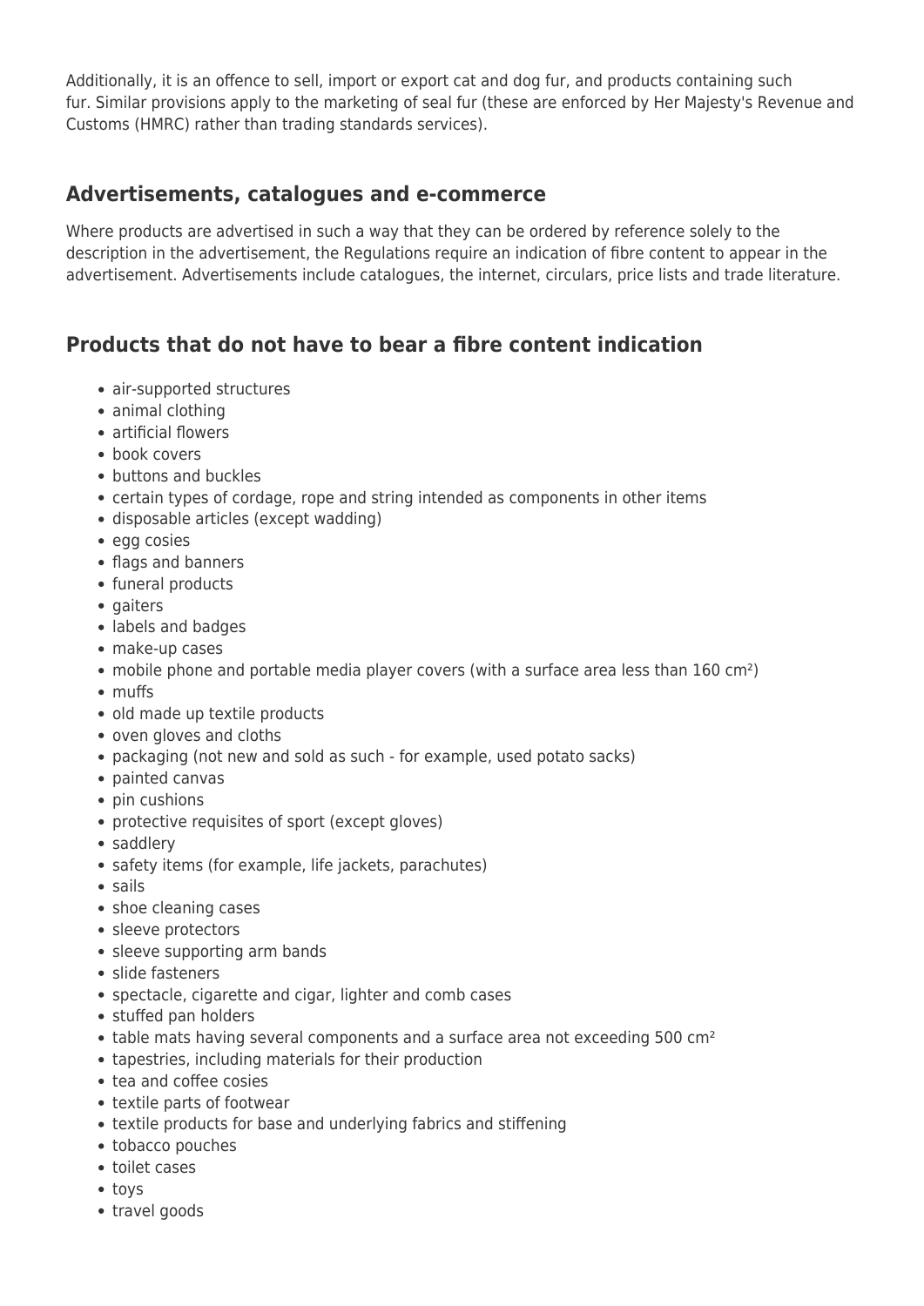Additionally, it is an offence to sell, import or export cat and dog fur, and products containing such fur. Similar provisions apply to the marketing of seal fur (these are enforced by Her Majesty's Revenue and Customs (HMRC) rather than trading standards services).

## Advertisements, catalogues and e-commerce

Where products are advertised in such a way that they can be ordered by reference solely to the description in the advertisement, the Regulations require an indication of fibre content to appear in the advertisement. Advertisements include catalogues, the internet, circulars, price lists and trade literature.

## Products that do not have to bear a fibre content indication

- air-supported structures
- animal clothing
- artificial flowers
- book covers
- buttons and buckles
- certain types of cordage, rope and string intended as components in other items
- disposable articles (except wadding)
- egg cosies
- flags and banners
- funeral products
- gaiters
- labels and badges
- make-up cases
- mobile phone and portable media player covers (with a surface area less than 160 cm²)
- muffs
- old made up textile products
- oven gloves and cloths
- packaging (not new and sold as such - for example, used potato sacks)
- painted canvas
- pin cushions
- protective requisites of sport (except gloves)
- saddlery
- safety items (for example, life jackets, parachutes)
- sails
- shoe cleaning cases
- sleeve protectors
- sleeve supporting arm bands
- slide fasteners
- spectacle, cigarette and cigar, lighter and comb cases
- stuffed pan holders
- table mats having several components and a surface area not exceeding 500 cm²
- tapestries, including materials for their production
- tea and coffee cosies
- textile parts of footwear
- textile products for base and underlying fabrics and stiffening
- tobacco pouches
- toilet cases
- toys
- travel goods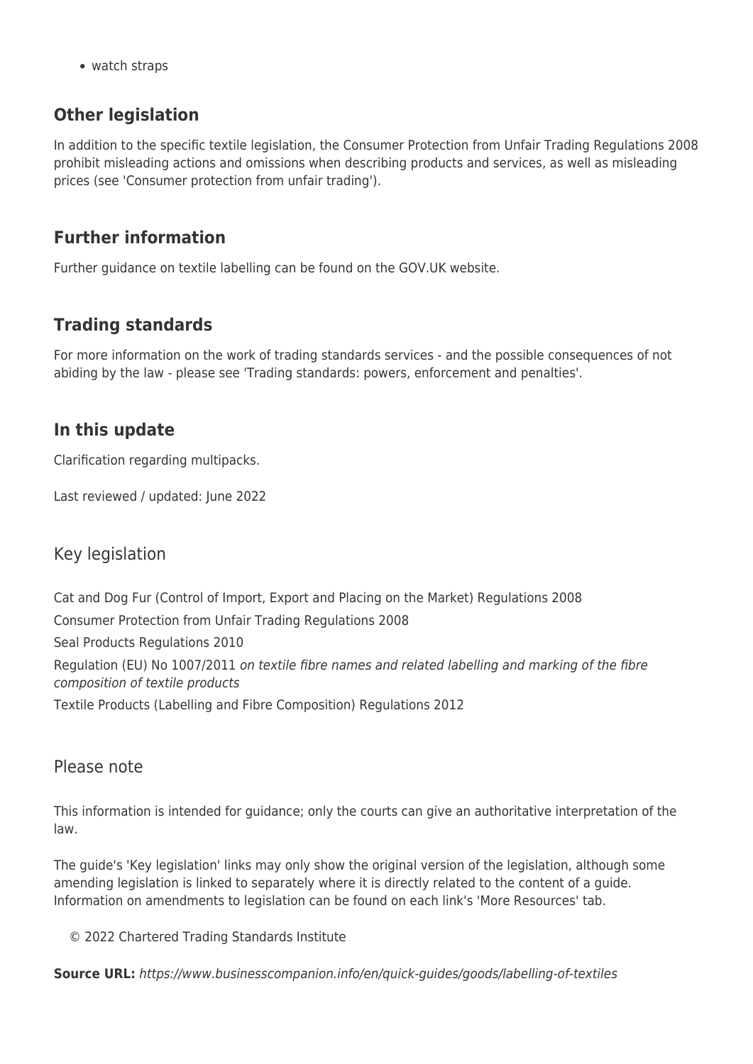- watch straps

## Other legislation

In addition to the specific textile legislation, the Consumer Protection from Unfair Trading Regulations 2008 prohibit misleading actions and omissions when describing products and services, as well as misleading prices (see 'Consumer protection from unfair trading').

## Further information

Further guidance on textile labelling can be found on the GOV.UK website.

## Trading standards

For more information on the work of trading standards services - and the possible consequences of not abiding by the law - please see 'Trading standards: powers, enforcement and penalties'.

## In this update

Clarification regarding multipacks.

Last reviewed / updated: June 2022

## Key legislation

Cat and Dog Fur (Control of Import, Export and Placing on the Market) Regulations 2008

Consumer Protection from Unfair Trading Regulations 2008

Seal Products Regulations 2010

Regulation (EU) No 1007/2011 *on textile fibre names and related labelling and marking of the fibre composition of textile products*

Textile Products (Labelling and Fibre Composition) Regulations 2012

## Please note

This information is intended for guidance; only the courts can give an authoritative interpretation of the law.

The guide's 'Key legislation' links may only show the original version of the legislation, although some amending legislation is linked to separately where it is directly related to the content of a guide. Information on amendments to legislation can be found on each link's 'More Resources' tab.

© 2022 Chartered Trading Standards Institute

**Source URL:** *https://www.businesscompanion.info/en/quick-guides/goods/labelling-of-textiles*